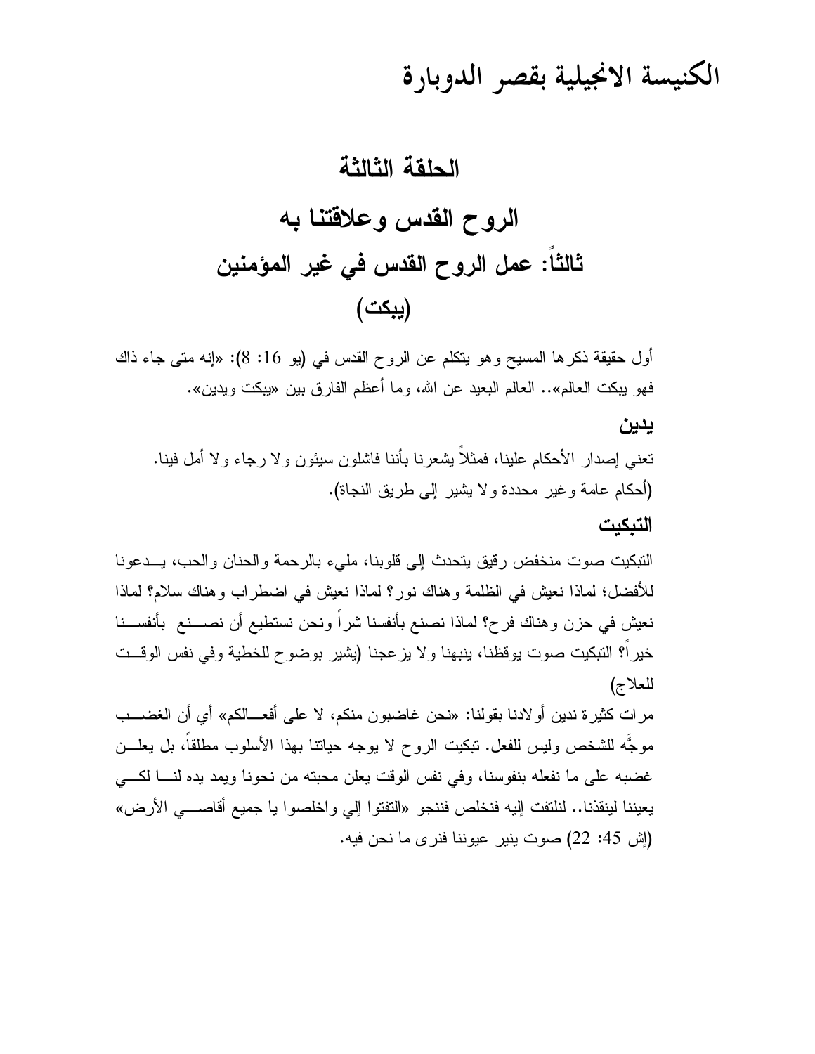# الكنيسة الانجيلية بقصر الدوبارة

## الحلقة الثالثة

## الروح القدس وعلاقتنا به

## ثالثاً: عمل الروح القدس في غير المؤمنين

## (يبكت)

أول حقيقة ذكرها المسيح وهو يتكلم عن الروح القدس في (يو 16: 8): «إنه متى جاء ذاك فهو يبكت العالم».. العالم البعيد عن الله، وما أعظم الفارق بين «يبكت ويدين».

### يدين

تعني إصدار الأحكام علينا، فمثلاً يشعرنا بأننا فاشلون سيئون ولا رجاء ولا أمل فينا. (أحكام عامة وغير محددة ولا يشير إلى طريق النجاة).

### التبكيت

التبكيت صوت منخفض رقيق يتحدث إلى قلوبنا، مليء بالرحمة والحنان والحب، يدعونا للأفضل؛ لماذا نعيش في الظلمة وهناك نور؟ لماذا نعيش في اضطراب وهناك سلام؟ لماذا نعيش في حزن وهناك فرح؟ لماذا نصنع بأنفسنا شراً ونحن نستطيع أن نصنع بأنفسنا خيراً؟ التبكيت صوت يوقظنا، ينبهنا ولا يزعجنا (يشير بوضوح للخطية وفي نفس الوقت للعلاج)

مرات كثيرة ندين أولادنا بقولنا: «نحن غاضبون منكم، لا على أفعالكم» أي أن الغضب موجَّه للشخص وليس للفعل. تبكيت الروح لا يوجه حياتنا بهذا الأسلوب مطلقاً، بل يعلن غضبه على ما نفعله بنفوسنا، وفي نفس الوقت يعلن محبته من نحونا ويمد يده لنا لكي يعيننا لينقذنا.. لنلتفت إليه فنخلص فننجو «التفتوا إلي واخلصوا يا جميع أقاصي الأرض» (إش 45: 22) صوت ينير عيوننا فنرى ما نحن فيه.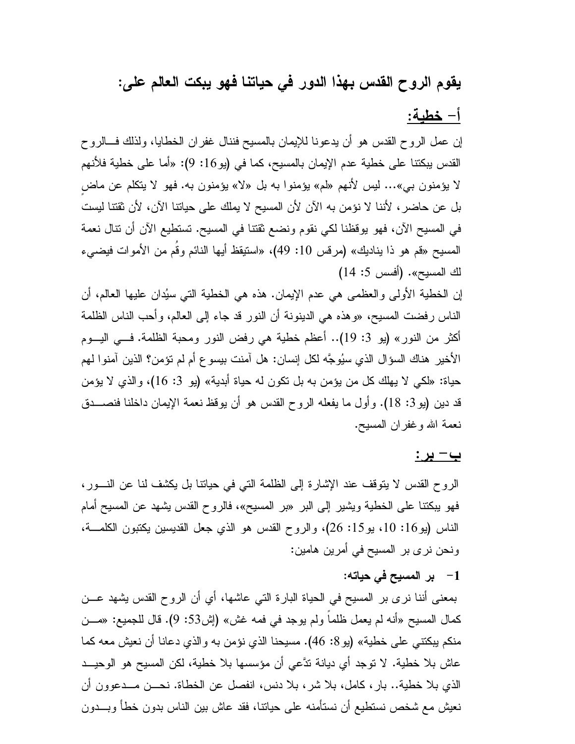## يقوم الروح القدس بهذا الدور في حياتنا فهو يبكت العالم على:

### أ- خطية:

إن عمل الروح القدس هو أن يدعونا للإيمان بالمسيح فننال غفران الخطايا، ولذلك فالروح القدس يبكتنا على خطية عدم الإيمان بالمسيح، كما في (يو16: 9): «أما على خطية فلأنهم لا يؤمنون بي»... ليس لأنهم «لم» يؤمنوا به بل «لا» يؤمنون به. فهو لا يتكلم عن ماضٍ بل عن حاضر، لأننا لا نؤمن به الآن لأن المسيح لا يملك على حياتنا الآن، لأن ثقتنا ليست في المسيح الآن، فهو يوقظنا لكي نقوم ونضع ثقتنا في المسيح. تستطيع الآن أن تنال نعمة المسيح «قم هو ذا يناديك» (مرقس 10: 49)، «استيقظ أيها النائم وقُم من الأموات فيضيء لك المسيح». (أفسس 5: 14)

إن الخطية الأولى والعظمى هي عدم الإيمان. هذه هي الخطية التي سيُدان عليها العالم، أن الناس رفضت المسيح، «وهذه هي الدينونة أن النور قد جاء إلى العالم، وأحب الناس الظلمة أكثر من النور» (يو 3: 19).. أعظم خطية هي رفض النور ومحبة الظلمة. في اليوم الأخير هناك السؤال الذي سيُوجَّه لكل إنسان: هل آمنت بيسوع أم لم تؤمن؟ الذين آمنوا لهم حياة: «لكي لا يهلك كل من يؤمن به بل تكون له حياة أبدية» (يو 3: 16)، والذي لا يؤمن قد دين (يو3: 18). وأول ما يفعله الروح القدس هو أن يوقظ نعمة الإيمان داخلنا فنصدق نعمة الله وغفران المسيح.

### ب- بر:

الروح القدس لا يتوقف عند الإشارة إلى الظلمة التي في حياتنا بل يكشف لنا عن النور، فهو يبكتنا على الخطية ويشير إلى البر «بر المسيح»، فالروح القدس يشهد عن المسيح أمام الناس (يو16: 10، يو15: 26)، والروح القدس هو الذي جعل القديسين يكتبون الكلمة، ونحن نرى بر المسيح في أمرين هامين:

**1- بر المسيح في حياته:**

بمعنى أننا نرى بر المسيح في الحياة البارة التي عاشها، أي أن الروح القدس يشهد عن كمال المسيح «أنه لم يعمل ظلماً ولم يوجد في فمه غش» (إش53: 9). قال للجميع: «من منكم يبكتني على خطية» (يو8: 46). مسيحنا الذي نؤمن به والذي دعانا أن نعيش معه كما عاش بلا خطية. لا توجد أي ديانة تدَّعي أن مؤسسها بلا خطية، لكن المسيح هو الوحيد الذي بلا خطية.. بار، كامل، بلا شر، بلا دنس، انفصل عن الخطاة. نحن مدعوون أن نعيش مع شخص نستطيع أن نستأمنه على حياتنا، فقد عاش بين الناس بدون خطأ وبدون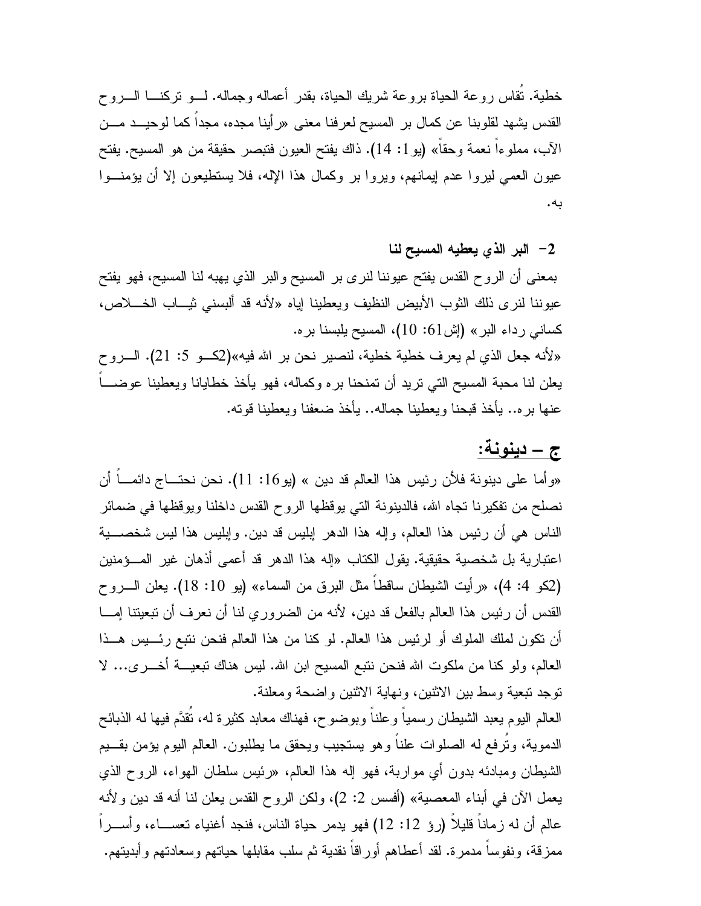خطية. تُقاس روعة الحياة بروعة شريك الحياة، بقدر أعماله وجماله. لو تركنا الروح القدس يشهد لقلوبنا عن كمال بر المسيح لعرفنا معنى «رأينا مجده، مجداً كما لوحيد من الآب، مملوءاً نعمة وحقاً» (يو1: 14). ذاك يفتح العيون فتبصر حقيقة من هو المسيح. يفتح عيون العمي ليروا عدم إيمانهم، ويروا بر وكمال هذا الإله، فلا يستطيعون إلا أن يؤمنوا به.

**2- البر الذي يعطيه المسيح لنا**

بمعنى أن الروح القدس يفتح عيوننا لنرى بر المسيح والبر الذي يهبه لنا المسيح، فهو يفتح عيوننا لنرى ذلك الثوب الأبيض النظيف ويعطينا إياه «لأنه قد ألبسني ثياب الخلاص، كساني رداء البر» (إش61: 10)، المسيح يلبسنا بره.

«لأنه جعل الذي لم يعرف خطية خطية، لنصير نحن بر الله فيه»(2كو 5: 21). الروح يعلن لنا محبة المسيح التي تريد أن تمنحنا بره وكماله، فهو يأخذ خطايانا ويعطينا عوضاً عنها بره.. يأخذ قبحنا ويعطينا جماله.. يأخذ ضعفنا ويعطينا قوته.

## ج – دينونة:

«وأما على دينونة فلأن رئيس هذا العالم قد دين » (يو16: 11). نحن نحتاج دائماً أن نصلح من تفكيرنا تجاه الله، فالدينونة التي يوقظها الروح القدس داخلنا ويوقظها في ضمائر الناس هي أن رئيس هذا العالم، وإله هذا الدهر إبليس قد دين. وإبليس هذا ليس شخصية اعتبارية بل شخصية حقيقية. يقول الكتاب «إله هذا الدهر قد أعمى أذهان غير المؤمنين (2كو 4: 4)، «رأيت الشيطان ساقطاً مثل البرق من السماء» (يو 10: 18). يعلن الروح القدس أن رئيس هذا العالم بالفعل قد دين، لأنه من الضروري لنا أن نعرف أن تبعيتنا إما أن تكون لملك الملوك أو لرئيس هذا العالم. لو كنا من هذا العالم فنحن نتبع رئيس هذا العالم، ولو كنا من ملكوت الله فنحن نتبع المسيح ابن الله. ليس هناك تبعية أخرى... لا توجد تبعية وسط بين الاثنين، ونهاية الاثنين واضحة ومعلنة.

العالم اليوم يعبد الشيطان رسمياً وعلناً وبوضوح، فهناك معابد كثيرة له، تُقدَّم فيها له الذبائح الدموية، وتُرفع له الصلوات علناً وهو يستجيب ويحقق ما يطلبون. العالم اليوم يؤمن بقيم الشيطان ومبادئه بدون أي مواربة، فهو إله هذا العالم، «رئيس سلطان الهواء، الروح الذي يعمل الآن في أبناء المعصية» (أفسس 2: 2)، ولكن الروح القدس يعلن لنا أنه قد دين ولأنه عالم أن له زماناً قليلاً (رؤ 12: 12) فهو يدمر حياة الناس، فنجد أغنياء تعساء، وأسراً ممزقة، ونفوساً مدمرة. لقد أعطاهم أوراقاً نقدية ثم سلب مقابلها حياتهم وسعادتهم وأبديتهم.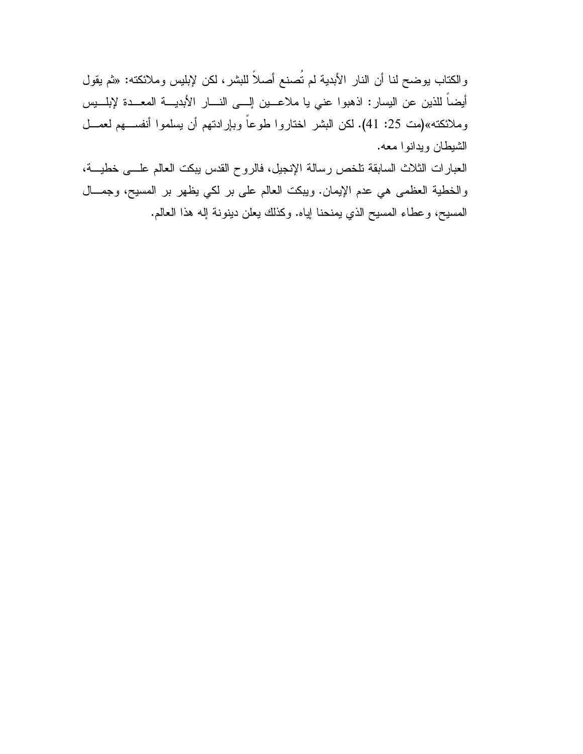والكتاب يوضح لنا أن النار الأبدية لم تُصنع أصلاً للبشر، لكن لإبليس وملائكته: «ثم يقول أيضاً للذين عن اليسار: اذهبوا عني يا ملاعين إلى النار الأبدية المعدة لإبليس وملائكته»(مت 25: 41). لكن البشر اختاروا طوعاً وبإرادتهم أن يسلموا أنفسهم لعمل الشيطان ويدانوا معه.

العبارات الثلاث السابقة تلخص رسالة الإنجيل، فالروح القدس يبكت العالم على خطية، والخطية العظمى هي عدم الإيمان. ويبكت العالم على بر لكي يظهر بر المسيح، وجمال المسيح، وعطاء المسيح الذي يمنحنا إياه. وكذلك يعلن دينونة إله هذا العالم.